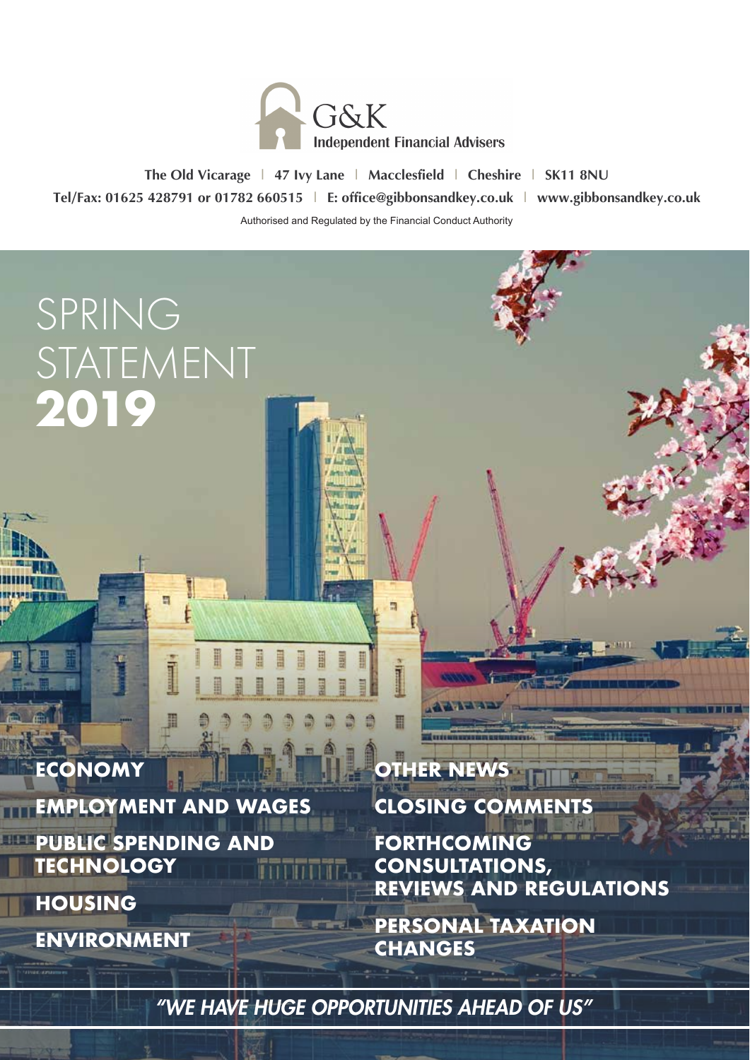G&K
Independent Financial Advisers

The Old Vicarage | 47 Ivy Lane | Macclesfield | Cheshire | SK11 8NU
Tel/Fax: 01625 428791 or 01782 660515 | E: office@gibbonsandkey.co.uk | www.gibbonsandkey.co.uk

Authorised and Regulated by the Financial Conduct Authority

# SPRING STATEMENT **2019**

**ECONOMY**

**EMPLOYMENT AND WAGES**

**PUBLIC SPENDING AND TECHNOLOGY**

**HOUSING**

**ENVIRONMENT**

**OTHER NEWS**

**CLOSING COMMENTS**

**FORTHCOMING CONSULTATIONS, REVIEWS AND REGULATIONS**

**PERSONAL TAXATION CHANGES**

*"WE HAVE HUGE OPPORTUNITIES AHEAD OF US"*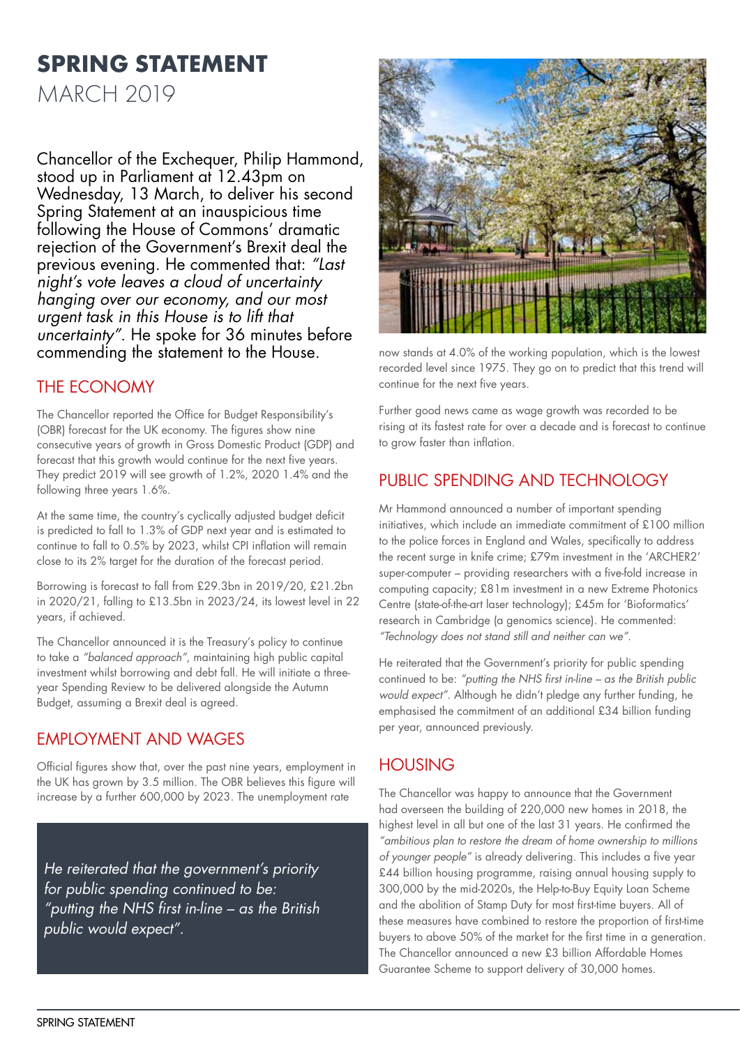# SPRING STATEMENT

MARCH 2019

Chancellor of the Exchequer, Philip Hammond, stood up in Parliament at 12.43pm on Wednesday, 13 March, to deliver his second Spring Statement at an inauspicious time following the House of Commons' dramatic rejection of the Government's Brexit deal the previous evening. He commented that: *"Last night's vote leaves a cloud of uncertainty hanging over our economy, and our most urgent task in this House is to lift that uncertainty"*. He spoke for 36 minutes before commending the statement to the House.

## THE ECONOMY

The Chancellor reported the Office for Budget Responsibility's (OBR) forecast for the UK economy. The figures show nine consecutive years of growth in Gross Domestic Product (GDP) and forecast that this growth would continue for the next five years. They predict 2019 will see growth of 1.2%, 2020 1.4% and the following three years 1.6%.

At the same time, the country's cyclically adjusted budget deficit is predicted to fall to 1.3% of GDP next year and is estimated to continue to fall to 0.5% by 2023, whilst CPI inflation will remain close to its 2% target for the duration of the forecast period.

Borrowing is forecast to fall from £29.3bn in 2019/20, £21.2bn in 2020/21, falling to £13.5bn in 2023/24, its lowest level in 22 years, if achieved.

The Chancellor announced it is the Treasury's policy to continue to take a *"balanced approach"*, maintaining high public capital investment whilst borrowing and debt fall. He will initiate a three-year Spending Review to be delivered alongside the Autumn Budget, assuming a Brexit deal is agreed.

## EMPLOYMENT AND WAGES

Official figures show that, over the past nine years, employment in the UK has grown by 3.5 million. The OBR believes this figure will increase by a further 600,000 by 2023. The unemployment rate now stands at 4.0% of the working population, which is the lowest recorded level since 1975. They go on to predict that this trend will continue for the next five years.

Further good news came as wage growth was recorded to be rising at its fastest rate for over a decade and is forecast to continue to grow faster than inflation.

> *He reiterated that the government's priority for public spending continued to be: "putting the NHS first in-line – as the British public would expect".*

## PUBLIC SPENDING AND TECHNOLOGY

Mr Hammond announced a number of important spending initiatives, which include an immediate commitment of £100 million to the police forces in England and Wales, specifically to address the recent surge in knife crime; £79m investment in the 'ARCHER2' super-computer – providing researchers with a five-fold increase in computing capacity; £81m investment in a new Extreme Photonics Centre (state-of-the-art laser technology); £45m for 'Bioformatics' research in Cambridge (a genomics science). He commented: *"Technology does not stand still and neither can we"*.

He reiterated that the Government's priority for public spending continued to be: *"putting the NHS first in-line – as the British public would expect"*. Although he didn't pledge any further funding, he emphasised the commitment of an additional £34 billion funding per year, announced previously.

## HOUSING

The Chancellor was happy to announce that the Government had overseen the building of 220,000 new homes in 2018, the highest level in all but one of the last 31 years. He confirmed the *"ambitious plan to restore the dream of home ownership to millions of younger people"* is already delivering. This includes a five year £44 billion housing programme, raising annual housing supply to 300,000 by the mid-2020s, the Help-to-Buy Equity Loan Scheme and the abolition of Stamp Duty for most first-time buyers. All of these measures have combined to restore the proportion of first-time buyers to above 50% of the market for the first time in a generation. The Chancellor announced a new £3 billion Affordable Homes Guarantee Scheme to support delivery of 30,000 homes.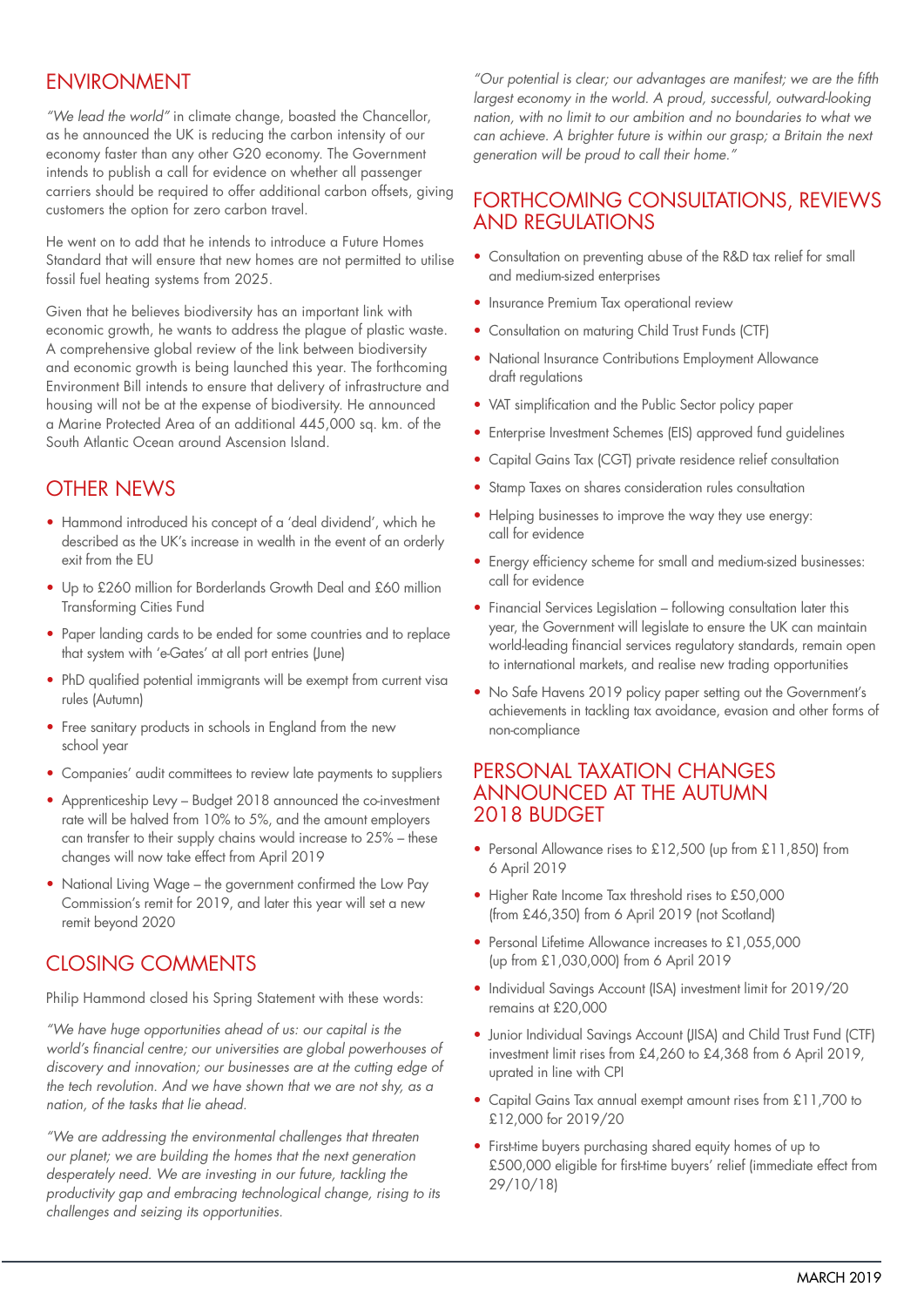## ENVIRONMENT

*"We lead the world"* in climate change, boasted the Chancellor, as he announced the UK is reducing the carbon intensity of our economy faster than any other G20 economy. The Government intends to publish a call for evidence on whether all passenger carriers should be required to offer additional carbon offsets, giving customers the option for zero carbon travel.

He went on to add that he intends to introduce a Future Homes Standard that will ensure that new homes are not permitted to utilise fossil fuel heating systems from 2025.

Given that he believes biodiversity has an important link with economic growth, he wants to address the plague of plastic waste. A comprehensive global review of the link between biodiversity and economic growth is being launched this year. The forthcoming Environment Bill intends to ensure that delivery of infrastructure and housing will not be at the expense of biodiversity. He announced a Marine Protected Area of an additional 445,000 sq. km. of the South Atlantic Ocean around Ascension Island.

## OTHER NEWS

- Hammond introduced his concept of a 'deal dividend', which he described as the UK's increase in wealth in the event of an orderly exit from the EU
- Up to £260 million for Borderlands Growth Deal and £60 million Transforming Cities Fund
- Paper landing cards to be ended for some countries and to replace that system with 'e-Gates' at all port entries (June)
- PhD qualified potential immigrants will be exempt from current visa rules (Autumn)
- Free sanitary products in schools in England from the new school year
- Companies' audit committees to review late payments to suppliers
- Apprenticeship Levy – Budget 2018 announced the co-investment rate will be halved from 10% to 5%, and the amount employers can transfer to their supply chains will increase to 25% – these changes will now take effect from April 2019
- National Living Wage – the government confirmed the Low Pay Commission's remit for 2019, and later this year will set a new remit beyond 2020

## CLOSING COMMENTS

Philip Hammond closed his Spring Statement with these words:

*"We have huge opportunities ahead of us: our capital is the world's financial centre; our universities are global powerhouses of discovery and innovation; our businesses are at the cutting edge of the tech revolution. And we have shown that we are not shy, as a nation, of the tasks that lie ahead.*

*"We are addressing the environmental challenges that threaten our planet; we are building the homes that the next generation desperately need. We are investing in our future, tackling the productivity gap and embracing technological change, rising to its challenges and seizing its opportunities.*

*"Our potential is clear; our advantages are manifest; we are the fifth largest economy in the world. A proud, successful, outward-looking nation, with no limit to our ambition and no boundaries to what we can achieve. A brighter future is within our grasp; a Britain the next generation will be proud to call their home."*

## FORTHCOMING CONSULTATIONS, REVIEWS AND REGULATIONS

- Consultation on preventing abuse of the R&D tax relief for small and medium-sized enterprises
- Insurance Premium Tax operational review
- Consultation on maturing Child Trust Funds (CTF)
- National Insurance Contributions Employment Allowance draft regulations
- VAT simplification and the Public Sector policy paper
- Enterprise Investment Schemes (EIS) approved fund guidelines
- Capital Gains Tax (CGT) private residence relief consultation
- Stamp Taxes on shares consideration rules consultation
- Helping businesses to improve the way they use energy: call for evidence
- Energy efficiency scheme for small and medium-sized businesses: call for evidence
- Financial Services Legislation – following consultation later this year, the Government will legislate to ensure the UK can maintain world-leading financial services regulatory standards, remain open to international markets, and realise new trading opportunities
- No Safe Havens 2019 policy paper setting out the Government's achievements in tackling tax avoidance, evasion and other forms of non-compliance

## PERSONAL TAXATION CHANGES ANNOUNCED AT THE AUTUMN 2018 BUDGET

- Personal Allowance rises to £12,500 (up from £11,850) from 6 April 2019
- Higher Rate Income Tax threshold rises to £50,000 (from £46,350) from 6 April 2019 (not Scotland)
- Personal Lifetime Allowance increases to £1,055,000 (up from £1,030,000) from 6 April 2019
- Individual Savings Account (ISA) investment limit for 2019/20 remains at £20,000
- Junior Individual Savings Account (JISA) and Child Trust Fund (CTF) investment limit rises from £4,260 to £4,368 from 6 April 2019, uprated in line with CPI
- Capital Gains Tax annual exempt amount rises from £11,700 to £12,000 for 2019/20
- First-time buyers purchasing shared equity homes of up to £500,000 eligible for first-time buyers' relief (immediate effect from 29/10/18)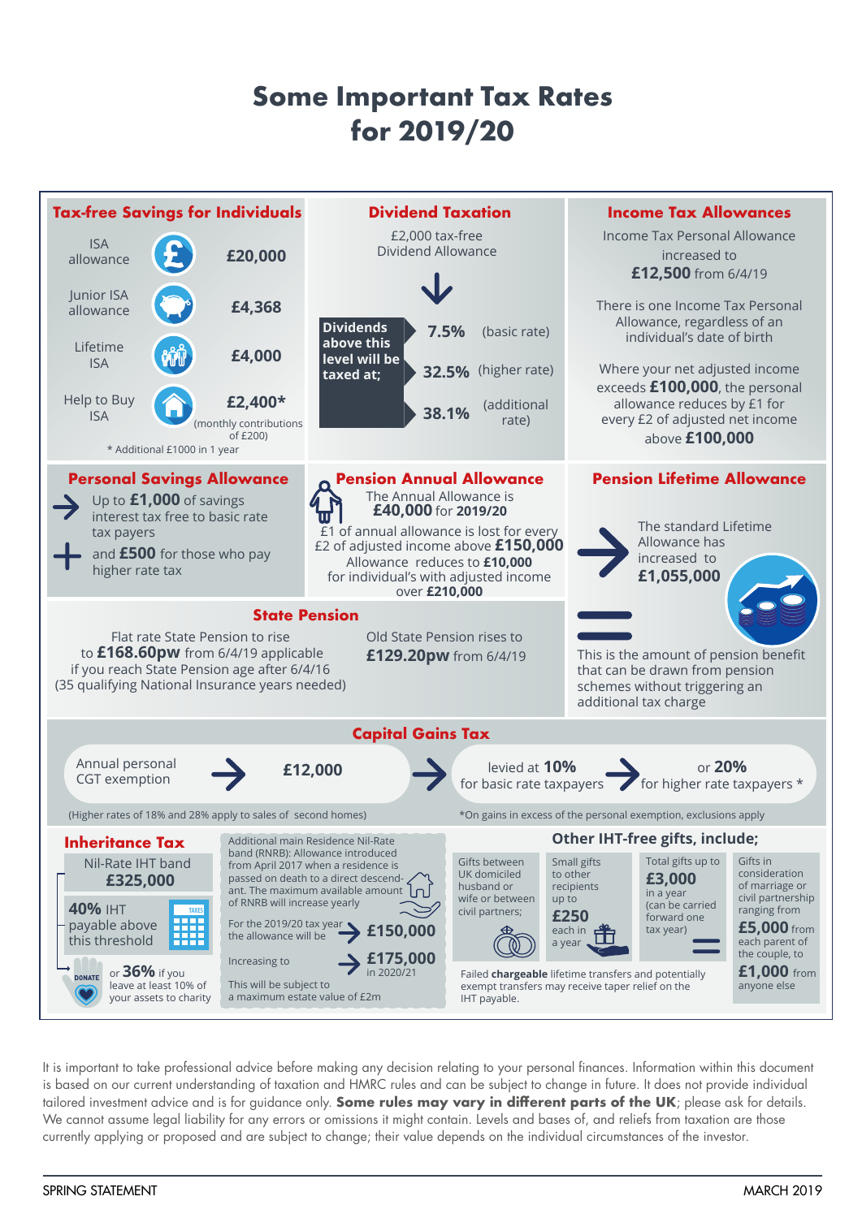# Some Important Tax Rates for 2019/20

## Tax-free Savings for Individuals

| | |
|---|---|
| ISA allowance | £20,000 |
| Junior ISA allowance | £4,368 |
| Lifetime ISA | £4,000 |
| Help to Buy ISA | £2,400* (monthly contributions of £200) |

* Additional £1000 in 1 year

## Dividend Taxation

£2,000 tax-free Dividend Allowance

**Dividends above this level will be taxed at;**

- **7.5%** (basic rate)
- **32.5%** (higher rate)
- **38.1%** (additional rate)

## Income Tax Allowances

Income Tax Personal Allowance increased to **£12,500** from 6/4/19

There is one Income Tax Personal Allowance, regardless of an individual's date of birth

Where your net adjusted income exceeds **£100,000**, the personal allowance reduces by £1 for every £2 of adjusted net income above **£100,000**

## Personal Savings Allowance

Up to **£1,000** of savings interest tax free to basic rate tax payers

and **£500** for those who pay higher rate tax

## Pension Annual Allowance

The Annual Allowance is **£40,000** for **2019/20**

£1 of annual allowance is lost for every £2 of adjusted income above **£150,000**

Allowance reduces to **£10,000** for individual's with adjusted income over **£210,000**

## Pension Lifetime Allowance

The standard Lifetime Allowance has increased to **£1,055,000**

This is the amount of pension benefit that can be drawn from pension schemes without triggering an additional tax charge

## State Pension

Flat rate State Pension to rise to **£168.60pw** from 6/4/19 applicable if you reach State Pension age after 6/4/16 (35 qualifying National Insurance years needed)

Old State Pension rises to **£129.20pw** from 6/4/19

## Capital Gains Tax

Annual personal CGT exemption → **£12,000** → levied at **10%** for basic rate taxpayers → or **20%** for higher rate taxpayers *

(Higher rates of 18% and 28% apply to sales of second homes)

*On gains in excess of the personal exemption, exclusions apply

## Inheritance Tax

Nil-Rate IHT band **£325,000**

**40%** IHT payable above this threshold

or **36%** if you leave at least 10% of your assets to charity

Additional main Residence Nil-Rate band (RNRB): Allowance introduced from April 2017 when a residence is passed on death to a direct descendant. The maximum available amount of RNRB will increase yearly

For the 2019/20 tax year the allowance will be **£150,000**

Increasing to **£175,000** in 2020/21

This will be subject to a maximum estate value of £2m

## Other IHT-free gifts, include;

- Gifts between UK domiciled husband or wife or between civil partners;
- Small gifts to other recipients up to **£250** each in a year
- Total gifts up to **£3,000** in a year (can be carried forward one tax year)
- Gifts in consideration of marriage or civil partnership ranging from **£5,000** from each parent of the couple, to **£1,000** from anyone else

Failed **chargeable** lifetime transfers and potentially exempt transfers may receive taper relief on the IHT payable.

It is important to take professional advice before making any decision relating to your personal finances. Information within this document is based on our current understanding of taxation and HMRC rules and can be subject to change in future. It does not provide individual tailored investment advice and is for guidance only. **Some rules may vary in different parts of the UK**; please ask for details. We cannot assume legal liability for any errors or omissions it might contain. Levels and bases of, and reliefs from taxation are those currently applying or proposed and are subject to change; their value depends on the individual circumstances of the investor.